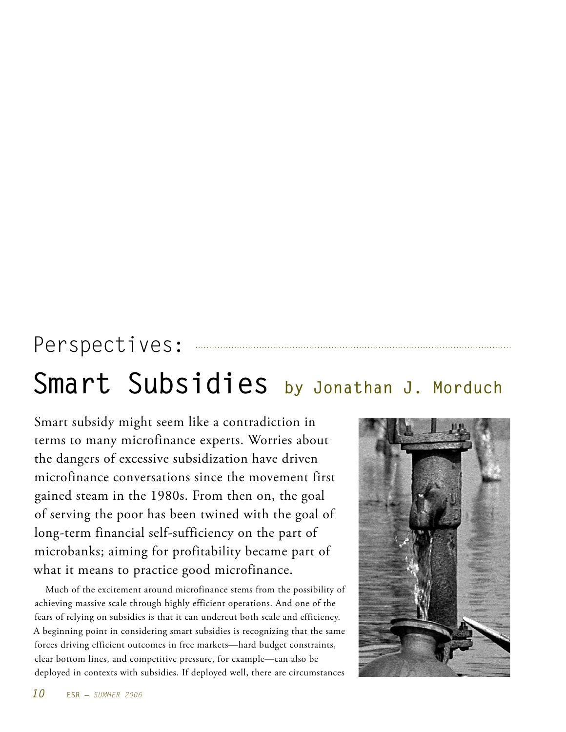Perspectives:

# Smart Subsidies by Jonathan J. Morduch

Smart subsidy might seem like a contradiction in terms to many microfinance experts. Worries about the dangers of excessive subsidization have driven microfinance conversations since the movement first gained steam in the 1980s. From then on, the goal of serving the poor has been twined with the goal of long-term financial self-sufficiency on the part of microbanks; aiming for profitability became part of what it means to practice good microfinance.

Much of the excitement around microfinance stems from the possibility of achieving massive scale through highly efficient operations. And one of the fears of relying on subsidies is that it can undercut both scale and efficiency. A beginning point in considering smart subsidies is recognizing that the same forces driving efficient outcomes in free markets—hard budget constraints, clear bottom lines, and competitive pressure, for example—can also be deployed in contexts with subsidies. If deployed well, there are circumstances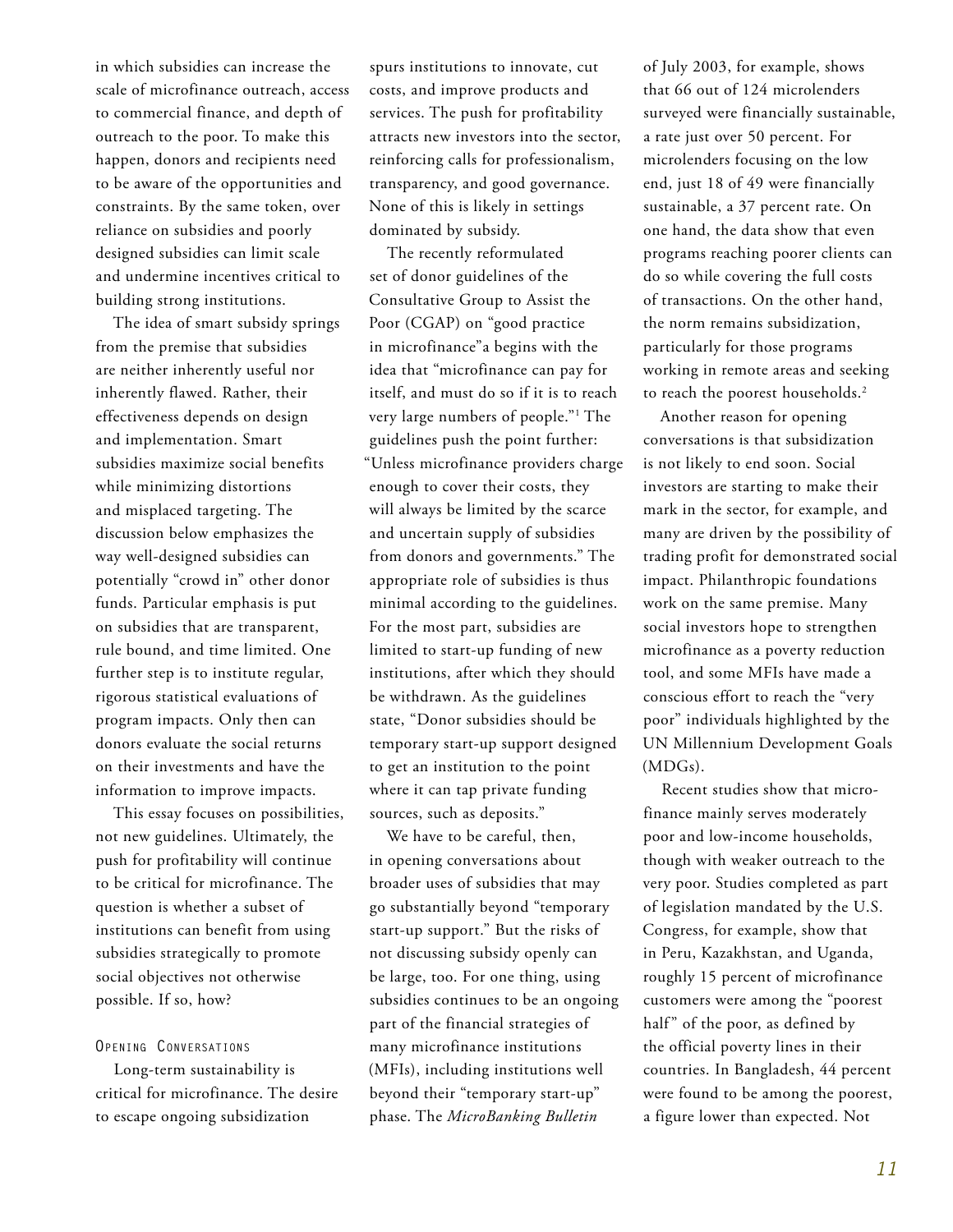in which subsidies can increase the scale of microfinance outreach, access to commercial finance, and depth of outreach to the poor. To make this happen, donors and recipients need to be aware of the opportunities and constraints. By the same token, over reliance on subsidies and poorly designed subsidies can limit scale and undermine incentives critical to building strong institutions.

The idea of smart subsidy springs from the premise that subsidies are neither inherently useful nor inherently flawed. Rather, their effectiveness depends on design and implementation. Smart subsidies maximize social benefits while minimizing distortions and misplaced targeting. The discussion below emphasizes the way well-designed subsidies can potentially "crowd in" other donor funds. Particular emphasis is put on subsidies that are transparent, rule bound, and time limited. One further step is to institute regular, rigorous statistical evaluations of program impacts. Only then can donors evaluate the social returns on their investments and have the information to improve impacts.

This essay focuses on possibilities, not new guidelines. Ultimately, the push for profitability will continue to be critical for microfinance. The question is whether a subset of institutions can benefit from using subsidies strategically to promote social objectives not otherwise possible. If so, how?

## Opening Conversations

Long-term sustainability is critical for microfinance. The desire to escape ongoing subsidization spurs institutions to innovate, cut costs, and improve products and services. The push for profitability attracts new investors into the sector, reinforcing calls for professionalism, transparency, and good governance. None of this is likely in settings dominated by subsidy.

The recently reformulated set of donor guidelines of the Consultative Group to Assist the Poor (CGAP) on "good practice in microfinance"[a] begins with the idea that "microfinance can pay for itself, and must do so if it is to reach very large numbers of people."[1] The guidelines push the point further: "Unless microfinance providers charge enough to cover their costs, they will always be limited by the scarce and uncertain supply of subsidies from donors and governments." The appropriate role of subsidies is thus minimal according to the guidelines. For the most part, subsidies are limited to start-up funding of new institutions, after which they should be withdrawn. As the guidelines state, "Donor subsidies should be temporary start-up support designed to get an institution to the point where it can tap private funding sources, such as deposits."

We have to be careful, then, in opening conversations about broader uses of subsidies that may go substantially beyond "temporary start-up support." But the risks of not discussing subsidy openly can be large, too. For one thing, using subsidies continues to be an ongoing part of the financial strategies of many microfinance institutions (MFIs), including institutions well beyond their "temporary start-up" phase. The *MicroBanking Bulletin* of July 2003, for example, shows that 66 out of 124 microlenders surveyed were financially sustainable, a rate just over 50 percent. For microlenders focusing on the low end, just 18 of 49 were financially sustainable, a 37 percent rate. On one hand, the data show that even programs reaching poorer clients can do so while covering the full costs of transactions. On the other hand, the norm remains subsidization, particularly for those programs working in remote areas and seeking to reach the poorest households.[2]

Another reason for opening conversations is that subsidization is not likely to end soon. Social investors are starting to make their mark in the sector, for example, and many are driven by the possibility of trading profit for demonstrated social impact. Philanthropic foundations work on the same premise. Many social investors hope to strengthen microfinance as a poverty reduction tool, and some MFIs have made a conscious effort to reach the "very poor" individuals highlighted by the UN Millennium Development Goals (MDGs).

Recent studies show that microfinance mainly serves moderately poor and low-income households, though with weaker outreach to the very poor. Studies completed as part of legislation mandated by the U.S. Congress, for example, show that in Peru, Kazakhstan, and Uganda, roughly 15 percent of microfinance customers were among the "poorest half" of the poor, as defined by the official poverty lines in their countries. In Bangladesh, 44 percent were found to be among the poorest, a figure lower than expected. Not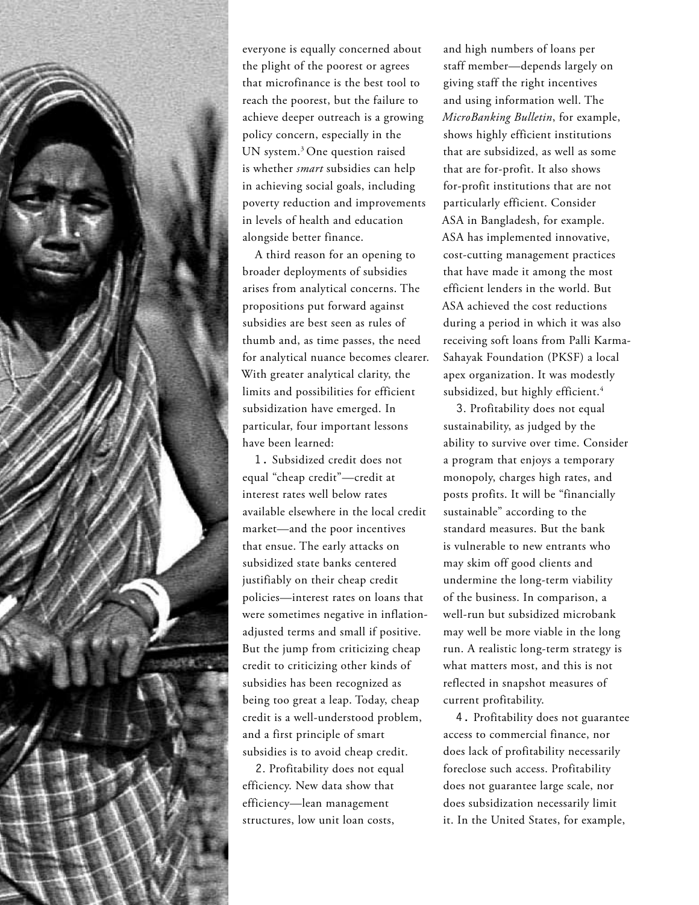everyone is equally concerned about the plight of the poorest or agrees that microfinance is the best tool to reach the poorest, but the failure to achieve deeper outreach is a growing policy concern, especially in the UN system.[3] One question raised is whether *smart* subsidies can help in achieving social goals, including poverty reduction and improvements in levels of health and education alongside better finance.

A third reason for an opening to broader deployments of subsidies arises from analytical concerns. The propositions put forward against subsidies are best seen as rules of thumb and, as time passes, the need for analytical nuance becomes clearer. With greater analytical clarity, the limits and possibilities for efficient subsidization have emerged. In particular, four important lessons have been learned:

1. Subsidized credit does not equal "cheap credit"—credit at interest rates well below rates available elsewhere in the local credit market—and the poor incentives that ensue. The early attacks on subsidized state banks centered justifiably on their cheap credit policies—interest rates on loans that were sometimes negative in inflation-adjusted terms and small if positive. But the jump from criticizing cheap credit to criticizing other kinds of subsidies has been recognized as being too great a leap. Today, cheap credit is a well-understood problem, and a first principle of smart subsidies is to avoid cheap credit.

2. Profitability does not equal efficiency. New data show that efficiency—lean management structures, low unit loan costs, and high numbers of loans per staff member—depends largely on giving staff the right incentives and using information well. The *MicroBanking Bulletin*, for example, shows highly efficient institutions that are subsidized, as well as some that are for-profit. It also shows for-profit institutions that are not particularly efficient. Consider ASA in Bangladesh, for example. ASA has implemented innovative, cost-cutting management practices that have made it among the most efficient lenders in the world. But ASA achieved the cost reductions during a period in which it was also receiving soft loans from Palli Karma-Sahayak Foundation (PKSF) a local apex organization. It was modestly subsidized, but highly efficient.[4]

3. Profitability does not equal sustainability, as judged by the ability to survive over time. Consider a program that enjoys a temporary monopoly, charges high rates, and posts profits. It will be "financially sustainable" according to the standard measures. But the bank is vulnerable to new entrants who may skim off good clients and undermine the long-term viability of the business. In comparison, a well-run but subsidized microbank may well be more viable in the long run. A realistic long-term strategy is what matters most, and this is not reflected in snapshot measures of current profitability.

4. Profitability does not guarantee access to commercial finance, nor does lack of profitability necessarily foreclose such access. Profitability does not guarantee large scale, nor does subsidization necessarily limit it. In the United States, for example,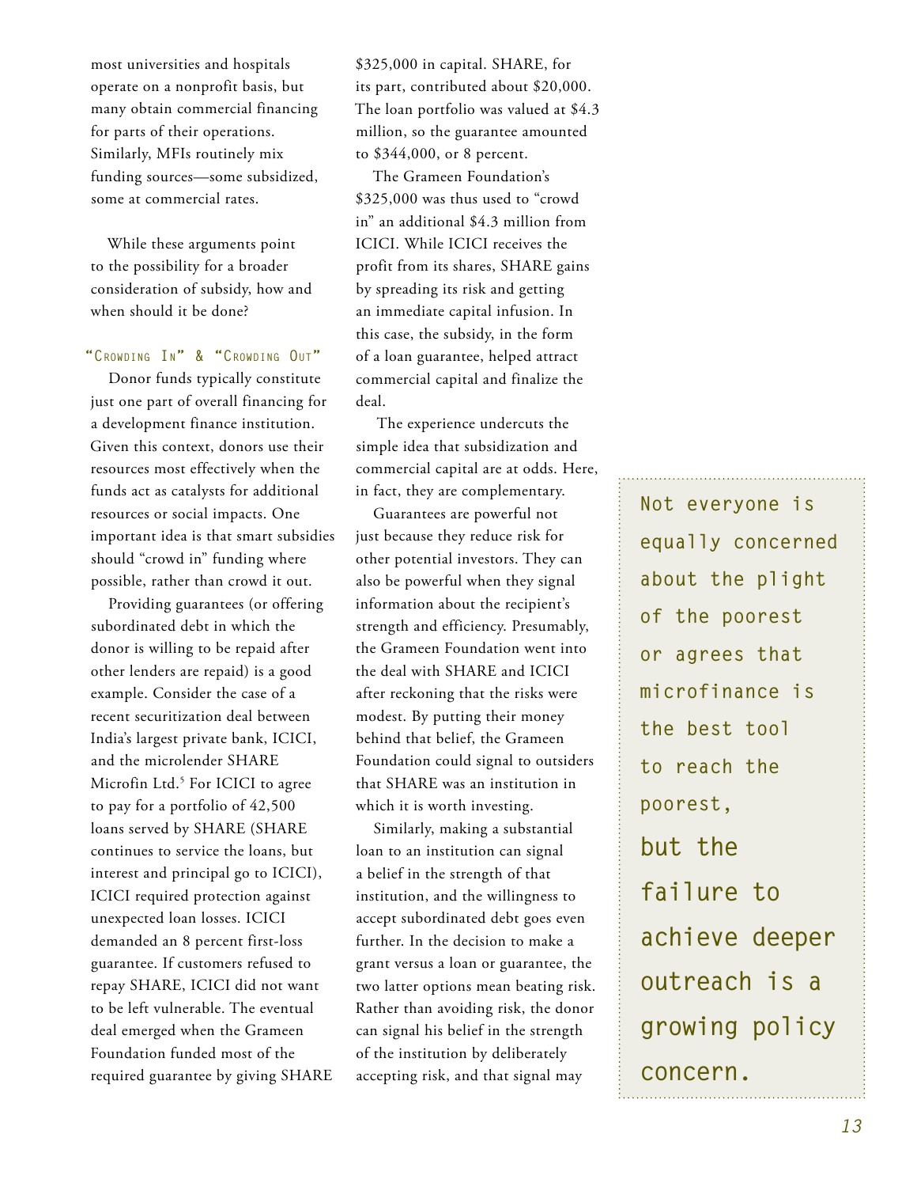most universities and hospitals operate on a nonprofit basis, but many obtain commercial financing for parts of their operations. Similarly, MFIs routinely mix funding sources—some subsidized, some at commercial rates.

While these arguments point to the possibility for a broader consideration of subsidy, how and when should it be done?

### "Crowding In" & "Crowding Out"

Donor funds typically constitute just one part of overall financing for a development finance institution. Given this context, donors use their resources most effectively when the funds act as catalysts for additional resources or social impacts. One important idea is that smart subsidies should "crowd in" funding where possible, rather than crowd it out.

Providing guarantees (or offering subordinated debt in which the donor is willing to be repaid after other lenders are repaid) is a good example. Consider the case of a recent securitization deal between India's largest private bank, ICICI, and the microlender SHARE Microfin Ltd.[5] For ICICI to agree to pay for a portfolio of 42,500 loans served by SHARE (SHARE continues to service the loans, but interest and principal go to ICICI), ICICI required protection against unexpected loan losses. ICICI demanded an 8 percent first-loss guarantee. If customers refused to repay SHARE, ICICI did not want to be left vulnerable. The eventual deal emerged when the Grameen Foundation funded most of the required guarantee by giving SHARE $325,000 in capital. SHARE, for its part, contributed about $20,000. The loan portfolio was valued at $4.3 million, so the guarantee amounted to $344,000, or 8 percent.

The Grameen Foundation's $325,000 was thus used to "crowd in" an additional $4.3 million from ICICI. While ICICI receives the profit from its shares, SHARE gains by spreading its risk and getting an immediate capital infusion. In this case, the subsidy, in the form of a loan guarantee, helped attract commercial capital and finalize the deal.

The experience undercuts the simple idea that subsidization and commercial capital are at odds. Here, in fact, they are complementary.

Guarantees are powerful not just because they reduce risk for other potential investors. They can also be powerful when they signal information about the recipient's strength and efficiency. Presumably, the Grameen Foundation went into the deal with SHARE and ICICI after reckoning that the risks were modest. By putting their money behind that belief, the Grameen Foundation could signal to outsiders that SHARE was an institution in which it is worth investing.

Similarly, making a substantial loan to an institution can signal a belief in the strength of that institution, and the willingness to accept subordinated debt goes even further. In the decision to make a grant versus a loan or guarantee, the two latter options mean beating risk. Rather than avoiding risk, the donor can signal his belief in the strength of the institution by deliberately accepting risk, and that signal may

> Not everyone is equally concerned about the plight of the poorest or agrees that microfinance is the best tool to reach the poorest, **but the failure to achieve deeper outreach is a growing policy concern.**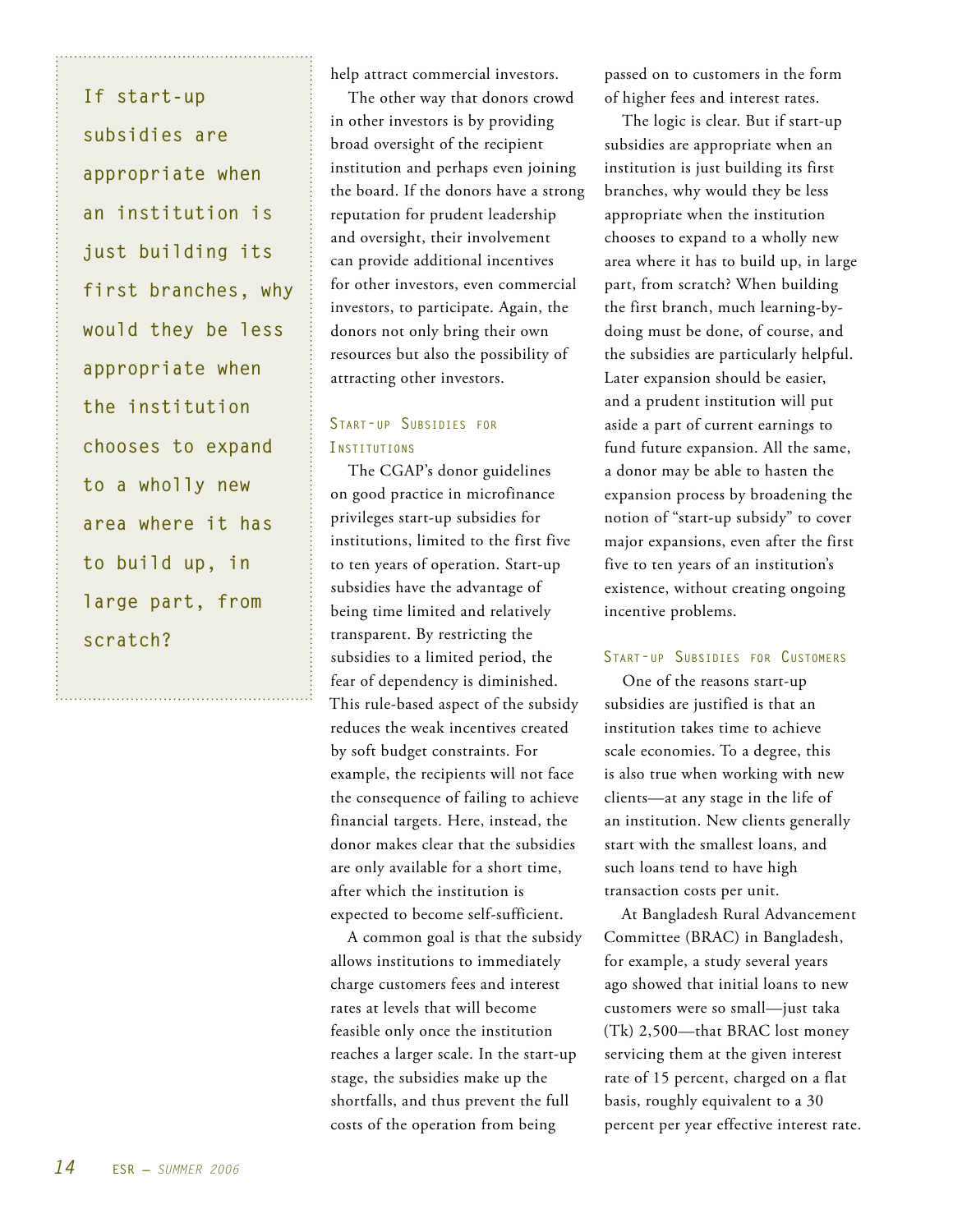> If start-up subsidies are appropriate when an institution is just building its first branches, why would they be less appropriate when the institution chooses to expand to a wholly new area where it has to build up, in large part, from scratch?

help attract commercial investors.

The other way that donors crowd in other investors is by providing broad oversight of the recipient institution and perhaps even joining the board. If the donors have a strong reputation for prudent leadership and oversight, their involvement can provide additional incentives for other investors, even commercial investors, to participate. Again, the donors not only bring their own resources but also the possibility of attracting other investors.

### Start-up Subsidies for Institutions

The CGAP's donor guidelines on good practice in microfinance privileges start-up subsidies for institutions, limited to the first five to ten years of operation. Start-up subsidies have the advantage of being time limited and relatively transparent. By restricting the subsidies to a limited period, the fear of dependency is diminished. This rule-based aspect of the subsidy reduces the weak incentives created by soft budget constraints. For example, the recipients will not face the consequence of failing to achieve financial targets. Here, instead, the donor makes clear that the subsidies are only available for a short time, after which the institution is expected to become self-sufficient.

A common goal is that the subsidy allows institutions to immediately charge customers fees and interest rates at levels that will become feasible only once the institution reaches a larger scale. In the start-up stage, the subsidies make up the shortfalls, and thus prevent the full costs of the operation from being passed on to customers in the form of higher fees and interest rates.

The logic is clear. But if start-up subsidies are appropriate when an institution is just building its first branches, why would they be less appropriate when the institution chooses to expand to a wholly new area where it has to build up, in large part, from scratch? When building the first branch, much learning-by-doing must be done, of course, and the subsidies are particularly helpful. Later expansion should be easier, and a prudent institution will put aside a part of current earnings to fund future expansion. All the same, a donor may be able to hasten the expansion process by broadening the notion of "start-up subsidy" to cover major expansions, even after the first five to ten years of an institution's existence, without creating ongoing incentive problems.

### Start-up Subsidies for Customers

One of the reasons start-up subsidies are justified is that an institution takes time to achieve scale economies. To a degree, this is also true when working with new clients—at any stage in the life of an institution. New clients generally start with the smallest loans, and such loans tend to have high transaction costs per unit.

At Bangladesh Rural Advancement Committee (BRAC) in Bangladesh, for example, a study several years ago showed that initial loans to new customers were so small—just taka (Tk) 2,500—that BRAC lost money servicing them at the given interest rate of 15 percent, charged on a flat basis, roughly equivalent to a 30 percent per year effective interest rate.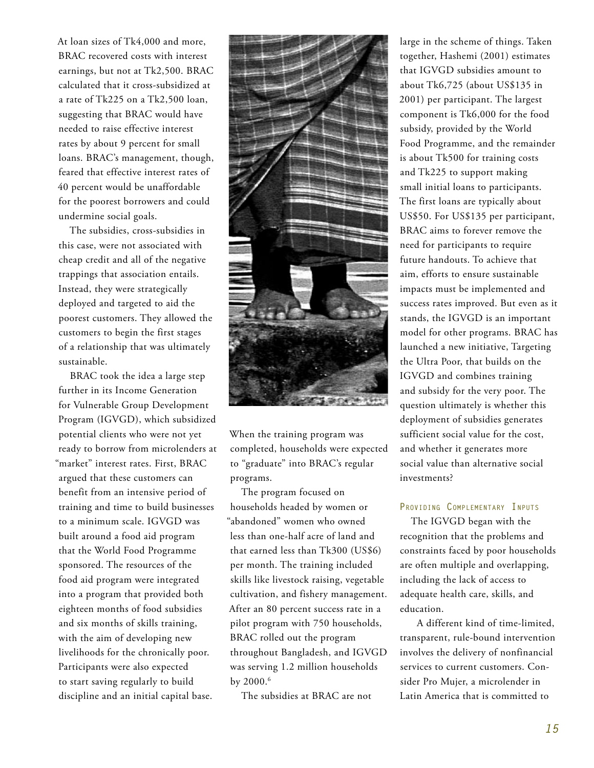At loan sizes of Tk4,000 and more, BRAC recovered costs with interest earnings, but not at Tk2,500. BRAC calculated that it cross-subsidized at a rate of Tk225 on a Tk2,500 loan, suggesting that BRAC would have needed to raise effective interest rates by about 9 percent for small loans. BRAC's management, though, feared that effective interest rates of 40 percent would be unaffordable for the poorest borrowers and could undermine social goals.

The subsidies, cross-subsidies in this case, were not associated with cheap credit and all of the negative trappings that association entails. Instead, they were strategically deployed and targeted to aid the poorest customers. They allowed the customers to begin the first stages of a relationship that was ultimately sustainable.

BRAC took the idea a large step further in its Income Generation for Vulnerable Group Development Program (IGVGD), which subsidized potential clients who were not yet ready to borrow from microlenders at "market" interest rates. First, BRAC argued that these customers can benefit from an intensive period of training and time to build businesses to a minimum scale. IGVGD was built around a food aid program that the World Food Programme sponsored. The resources of the food aid program were integrated into a program that provided both eighteen months of food subsidies and six months of skills training, with the aim of developing new livelihoods for the chronically poor. Participants were also expected to start saving regularly to build discipline and an initial capital base. When the training program was completed, households were expected to "graduate" into BRAC's regular programs.

The program focused on households headed by women or "abandoned" women who owned less than one-half acre of land and that earned less than Tk300 (US$6) per month. The training included skills like livestock raising, vegetable cultivation, and fishery management. After an 80 percent success rate in a pilot program with 750 households, BRAC rolled out the program throughout Bangladesh, and IGVGD was serving 1.2 million households by 2000.[6]

The subsidies at BRAC are not large in the scheme of things. Taken together, Hashemi (2001) estimates that IGVGD subsidies amount to about Tk6,725 (about US$135 in 2001) per participant. The largest component is Tk6,000 for the food subsidy, provided by the World Food Programme, and the remainder is about Tk500 for training costs and Tk225 to support making small initial loans to participants. The first loans are typically about US$50. For US$135 per participant, BRAC aims to forever remove the need for participants to require future handouts. To achieve that aim, efforts to ensure sustainable impacts must be implemented and success rates improved. But even as it stands, the IGVGD is an important model for other programs. BRAC has launched a new initiative, Targeting the Ultra Poor, that builds on the IGVGD and combines training and subsidy for the very poor. The question ultimately is whether this deployment of subsidies generates sufficient social value for the cost, and whether it generates more social value than alternative social investments?

### Providing Complementary Inputs

The IGVGD began with the recognition that the problems and constraints faced by poor households are often multiple and overlapping, including the lack of access to adequate health care, skills, and education.

A different kind of time-limited, transparent, rule-bound intervention involves the delivery of nonfinancial services to current customers. Consider Pro Mujer, a microlender in Latin America that is committed to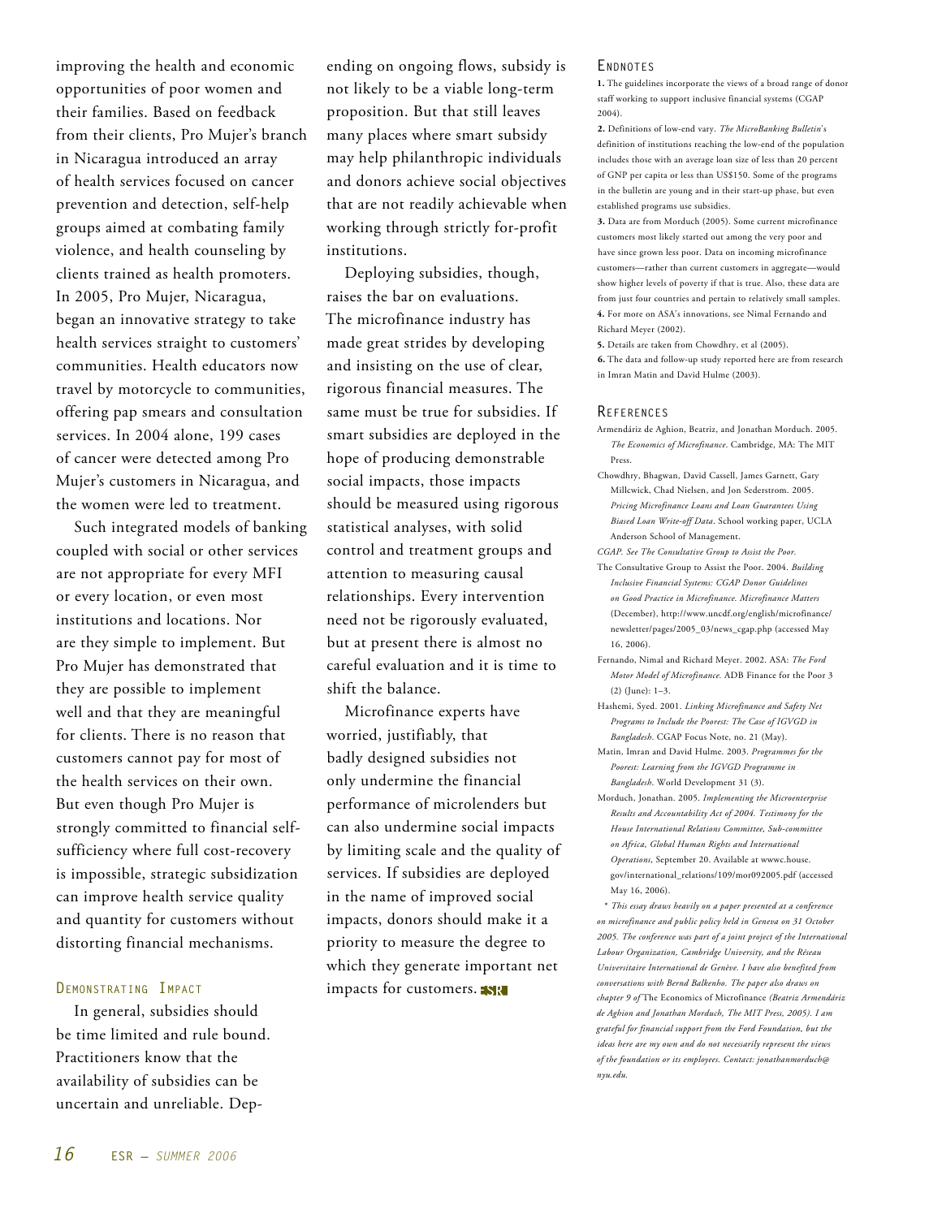improving the health and economic opportunities of poor women and their families. Based on feedback from their clients, Pro Mujer's branch in Nicaragua introduced an array of health services focused on cancer prevention and detection, self-help groups aimed at combating family violence, and health counseling by clients trained as health promoters. In 2005, Pro Mujer, Nicaragua, began an innovative strategy to take health services straight to customers' communities. Health educators now travel by motorcycle to communities, offering pap smears and consultation services. In 2004 alone, 199 cases of cancer were detected among Pro Mujer's customers in Nicaragua, and the women were led to treatment.

Such integrated models of banking coupled with social or other services are not appropriate for every MFI or every location, or even most institutions and locations. Nor are they simple to implement. But Pro Mujer has demonstrated that they are possible to implement well and that they are meaningful for clients. There is no reason that customers cannot pay for most of the health services on their own. But even though Pro Mujer is strongly committed to financial self-sufficiency where full cost-recovery is impossible, strategic subsidization can improve health service quality and quantity for customers without distorting financial mechanisms.

## Demonstrating Impact

In general, subsidies should be time limited and rule bound. Practitioners know that the availability of subsidies can be uncertain and unreliable. Depending on ongoing flows, subsidy is not likely to be a viable long-term proposition. But that still leaves many places where smart subsidy may help philanthropic individuals and donors achieve social objectives that are not readily achievable when working through strictly for-profit institutions.

Deploying subsidies, though, raises the bar on evaluations. The microfinance industry has made great strides by developing and insisting on the use of clear, rigorous financial measures. The same must be true for subsidies. If smart subsidies are deployed in the hope of producing demonstrable social impacts, those impacts should be measured using rigorous statistical analyses, with solid control and treatment groups and attention to measuring causal relationships. Every intervention need not be rigorously evaluated, but at present there is almost no careful evaluation and it is time to shift the balance.

Microfinance experts have worried, justifiably, that badly designed subsidies not only undermine the financial performance of microlenders but can also undermine social impacts by limiting scale and the quality of services. If subsidies are deployed in the name of improved social impacts, donors should make it a priority to measure the degree to which they generate important net impacts for customers. ESR

## Endnotes

**1.** The guidelines incorporate the views of a broad range of donor staff working to support inclusive financial systems (CGAP 2004).

**2.** Definitions of low-end vary. *The MicroBanking Bulletin*'s definition of institutions reaching the low-end of the population includes those with an average loan size of less than 20 percent of GNP per capita or less than US$150. Some of the programs in the bulletin are young and in their start-up phase, but even established programs use subsidies.

**3.** Data are from Morduch (2005). Some current microfinance customers most likely started out among the very poor and have since grown less poor. Data on incoming microfinance customers—rather than current customers in aggregate—would show higher levels of poverty if that is true. Also, these data are from just four countries and pertain to relatively small samples.

**4.** For more on ASA's innovations, see Nimal Fernando and Richard Meyer (2002).

**5.** Details are taken from Chowdhry, et al (2005).

**6.** The data and follow-up study reported here are from research in Imran Matin and David Hulme (2003).

## References

Armendáriz de Aghion, Beatriz, and Jonathan Morduch. 2005. *The Economics of Microfinance*. Cambridge, MA: The MIT Press.

Chowdhry, Bhagwan, David Cassell, James Garnett, Gary Millcwick, Chad Nielsen, and Jon Sederstrom. 2005. *Pricing Microfinance Loans and Loan Guarantees Using Biased Loan Write-off Data*. School working paper, UCLA Anderson School of Management.

*CGAP. See The Consultative Group to Assist the Poor.*

The Consultative Group to Assist the Poor. 2004. *Building Inclusive Financial Systems: CGAP Donor Guidelines on Good Practice in Microfinance. Microfinance Matters* (December), http://www.uncdf.org/english/microfinance/newsletter/pages/2005_03/news_cgap.php (accessed May 16, 2006).

Fernando, Nimal and Richard Meyer. 2002. ASA: *The Ford Motor Model of Microfinance.* ADB Finance for the Poor 3 (2) (June): 1–3.

Hashemi, Syed. 2001. *Linking Microfinance and Safety Net Programs to Include the Poorest: The Case of IGVGD in Bangladesh*. CGAP Focus Note, no. 21 (May).

Matin, Imran and David Hulme. 2003. *Programmes for the Poorest: Learning from the IGVGD Programme in Bangladesh*. World Development 31 (3).

Morduch, Jonathan. 2005. *Implementing the Microenterprise Results and Accountability Act of 2004. Testimony for the House International Relations Committee, Sub-committee on Africa, Global Human Rights and International Operations*, September 20. Available at wwwc.house.gov/international_relations/109/mor092005.pdf (accessed May 16, 2006).

\* *This essay draws heavily on a paper presented at a conference on microfinance and public policy held in Geneva on 31 October 2005. The conference was part of a joint project of the International Labour Organization, Cambridge University, and the Réseau Universitaire International de Genève. I have also benefited from conversations with Bernd Balkenho. The paper also draws on chapter 9 of* The Economics of Microfinance *(Beatriz Armendáriz de Aghion and Jonathan Morduch, The MIT Press, 2005). I am grateful for financial support from the Ford Foundation, but the ideas here are my own and do not necessarily represent the views of the foundation or its employees. Contact: jonathanmorduch@nyu.edu.*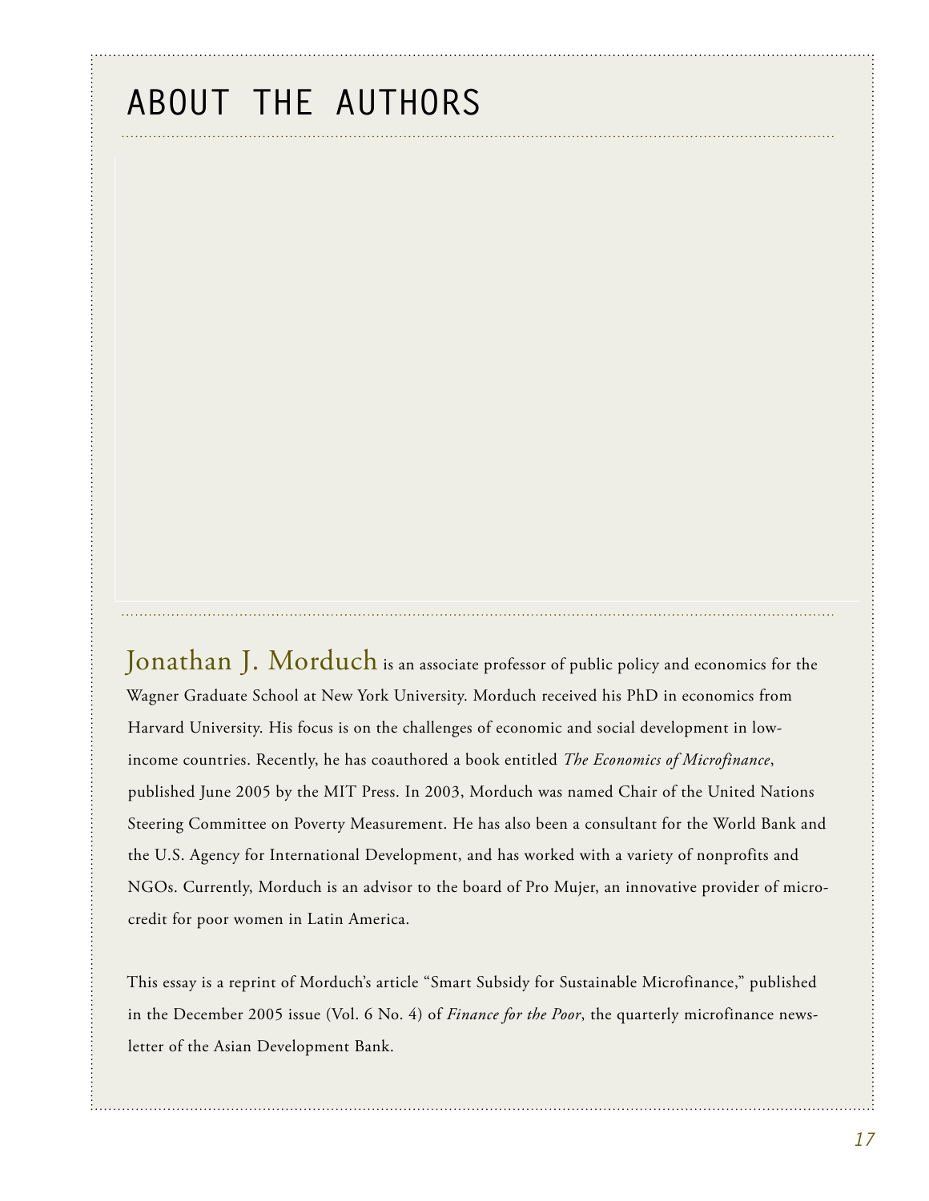# ABOUT THE AUTHORS

**Jonathan J. Morduch** is an associate professor of public policy and economics for the Wagner Graduate School at New York University. Morduch received his PhD in economics from Harvard University. His focus is on the challenges of economic and social development in low-income countries. Recently, he has coauthored a book entitled *The Economics of Microfinance*, published June 2005 by the MIT Press. In 2003, Morduch was named Chair of the United Nations Steering Committee on Poverty Measurement. He has also been a consultant for the World Bank and the U.S. Agency for International Development, and has worked with a variety of nonprofits and NGOs. Currently, Morduch is an advisor to the board of Pro Mujer, an innovative provider of microcredit for poor women in Latin America.

This essay is a reprint of Morduch's article "Smart Subsidy for Sustainable Microfinance," published in the December 2005 issue (Vol. 6 No. 4) of *Finance for the Poor*, the quarterly microfinance newsletter of the Asian Development Bank.